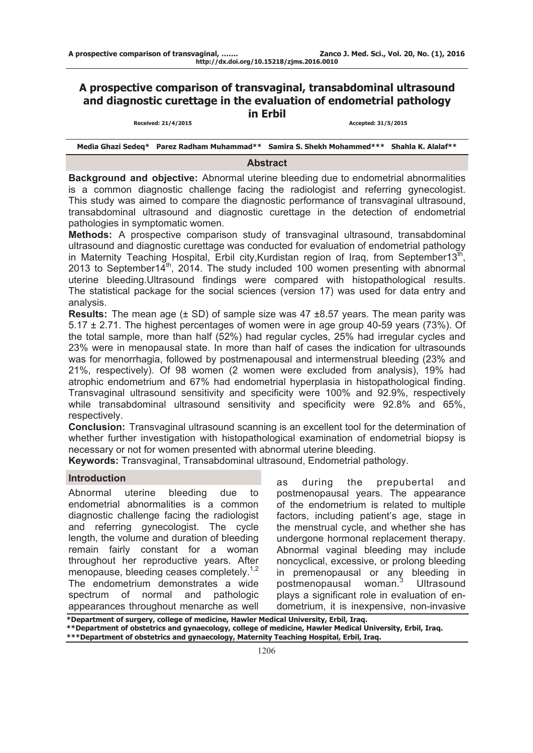# A prospective comparison of transvaginal, transabdominal ultrasound and diagnostic curettage in the evaluation of endometrial pathology in Erbil

Received: 21/4/2015 Accepted: 31/5/2015

**Media Ghazi Sedeq*  Parez Radham Muhammad**  Samira S. Shekh Mohammed***  Shahla K. Alalaf****

## Abstract

**Background and objective:** Abnormal uterine bleeding due to endometrial abnormalities is a common diagnostic challenge facing the radiologist and referring gynecologist. This study was aimed to compare the diagnostic performance of transvaginal ultrasound, transabdominal ultrasound and diagnostic curettage in the detection of endometrial pathologies in symptomatic women.

**Methods:** A prospective comparison study of transvaginal ultrasound, transabdominal ultrasound and diagnostic curettage was conducted for evaluation of endometrial pathology in Maternity Teaching Hospital, Erbil city,Kurdistan region of Iraq, from September13th, 2013 to September14th, 2014. The study included 100 women presenting with abnormal uterine bleeding.Ultrasound findings were compared with histopathological results. The statistical package for the social sciences (version 17) was used for data entry and analysis.

**Results:** The mean age (± SD) of sample size was 47 ±8.57 years. The mean parity was 5.17 ± 2.71. The highest percentages of women were in age group 40-59 years (73%). Of the total sample, more than half (52%) had regular cycles, 25% had irregular cycles and 23% were in menopausal state. In more than half of cases the indication for ultrasounds was for menorrhagia, followed by postmenapousal and intermenstrual bleeding (23% and 21%, respectively). Of 98 women (2 women were excluded from analysis), 19% had atrophic endometrium and 67% had endometrial hyperplasia in histopathological finding. Transvaginal ultrasound sensitivity and specificity were 100% and 92.9%, respectively while transabdominal ultrasound sensitivity and specificity were 92.8% and 65%, respectively.

**Conclusion:** Transvaginal ultrasound scanning is an excellent tool for the determination of whether further investigation with histopathological examination of endometrial biopsy is necessary or not for women presented with abnormal uterine bleeding.

**Keywords:** Transvaginal, Transabdominal ultrasound, Endometrial pathology.

## Introduction

Abnormal uterine bleeding due to endometrial abnormalities is a common diagnostic challenge facing the radiologist and referring gynecologist. The cycle length, the volume and duration of bleeding remain fairly constant for a woman throughout her reproductive years. After menopause, bleeding ceases completely.[1,2] The endometrium demonstrates a wide spectrum of normal and pathologic appearances throughout menarche as well as during the prepubertal and postmenopausal years. The appearance of the endometrium is related to multiple factors, including patient's age, stage in the menstrual cycle, and whether she has undergone hormonal replacement therapy. Abnormal vaginal bleeding may include noncyclical, excessive, or prolong bleeding in premenopausal or any bleeding in postmenopausal woman.[3] Ultrasound plays a significant role in evaluation of endometrium, it is inexpensive, non-invasive

*Department of surgery, college of medicine, Hawler Medical University, Erbil, Iraq.
**Department of obstetrics and gynaecology, college of medicine, Hawler Medical University, Erbil, Iraq.
***Department of obstetrics and gynaecology, Maternity Teaching Hospital, Erbil, Iraq.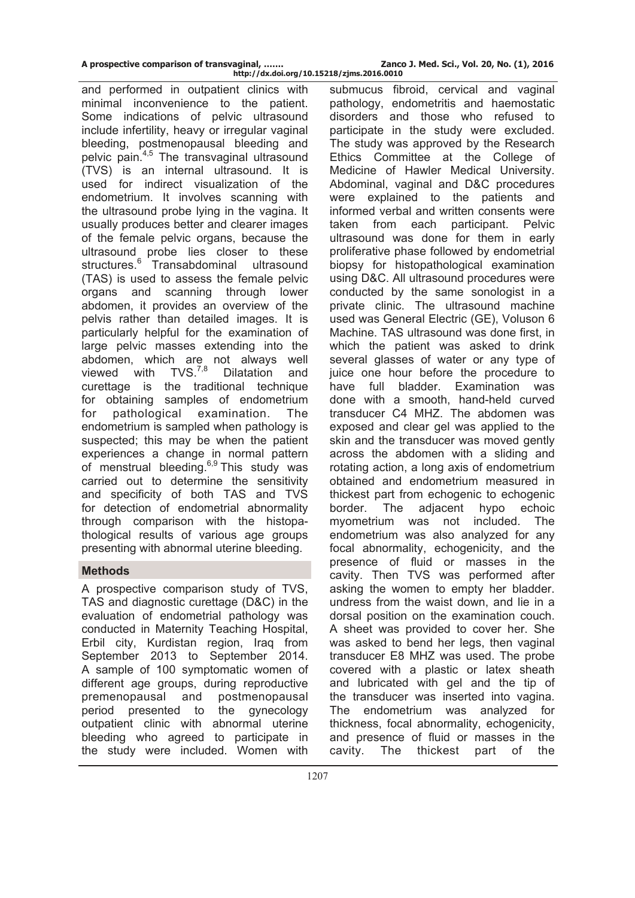and performed in outpatient clinics with minimal inconvenience to the patient. Some indications of pelvic ultrasound include infertility, heavy or irregular vaginal bleeding, postmenopausal bleeding and pelvic pain.[4,5] The transvaginal ultrasound (TVS) is an internal ultrasound. It is used for indirect visualization of the endometrium. It involves scanning with the ultrasound probe lying in the vagina. It usually produces better and clearer images of the female pelvic organs, because the ultrasound probe lies closer to these structures.[6] Transabdominal ultrasound (TAS) is used to assess the female pelvic organs and scanning through lower abdomen, it provides an overview of the pelvis rather than detailed images. It is particularly helpful for the examination of large pelvic masses extending into the abdomen, which are not always well viewed with TVS.[7,8] Dilatation and curettage is the traditional technique for obtaining samples of endometrium for pathological examination. The endometrium is sampled when pathology is suspected; this may be when the patient experiences a change in normal pattern of menstrual bleeding.[6,9] This study was carried out to determine the sensitivity and specificity of both TAS and TVS for detection of endometrial abnormality through comparison with the histopathological results of various age groups presenting with abnormal uterine bleeding.

## Methods

A prospective comparison study of TVS, TAS and diagnostic curettage (D&C) in the evaluation of endometrial pathology was conducted in Maternity Teaching Hospital, Erbil city, Kurdistan region, Iraq from September 2013 to September 2014. A sample of 100 symptomatic women of different age groups, during reproductive premenopausal and postmenopausal period presented to the gynecology outpatient clinic with abnormal uterine bleeding who agreed to participate in the study were included. Women with submucus fibroid, cervical and vaginal pathology, endometritis and haemostatic disorders and those who refused to participate in the study were excluded. The study was approved by the Research Ethics Committee at the College of Medicine of Hawler Medical University. Abdominal, vaginal and D&C procedures were explained to the patients and informed verbal and written consents were taken from each participant. Pelvic ultrasound was done for them in early proliferative phase followed by endometrial biopsy for histopathological examination using D&C. All ultrasound procedures were conducted by the same sonologist in a private clinic. The ultrasound machine used was General Electric (GE), Voluson 6 Machine. TAS ultrasound was done first, in which the patient was asked to drink several glasses of water or any type of juice one hour before the procedure to have full bladder. Examination was done with a smooth, hand-held curved transducer C4 MHZ. The abdomen was exposed and clear gel was applied to the skin and the transducer was moved gently across the abdomen with a sliding and rotating action, a long axis of endometrium obtained and endometrium measured in thickest part from echogenic to echogenic border. The adjacent hypo echoic myometrium was not included. The endometrium was also analyzed for any focal abnormality, echogenicity, and the presence of fluid or masses in the cavity. Then TVS was performed after asking the women to empty her bladder. undress from the waist down, and lie in a dorsal position on the examination couch. A sheet was provided to cover her. She was asked to bend her legs, then vaginal transducer E8 MHZ was used. The probe covered with a plastic or latex sheath and lubricated with gel and the tip of the transducer was inserted into vagina. The endometrium was analyzed for thickness, focal abnormality, echogenicity, and presence of fluid or masses in the cavity. The thickest part of the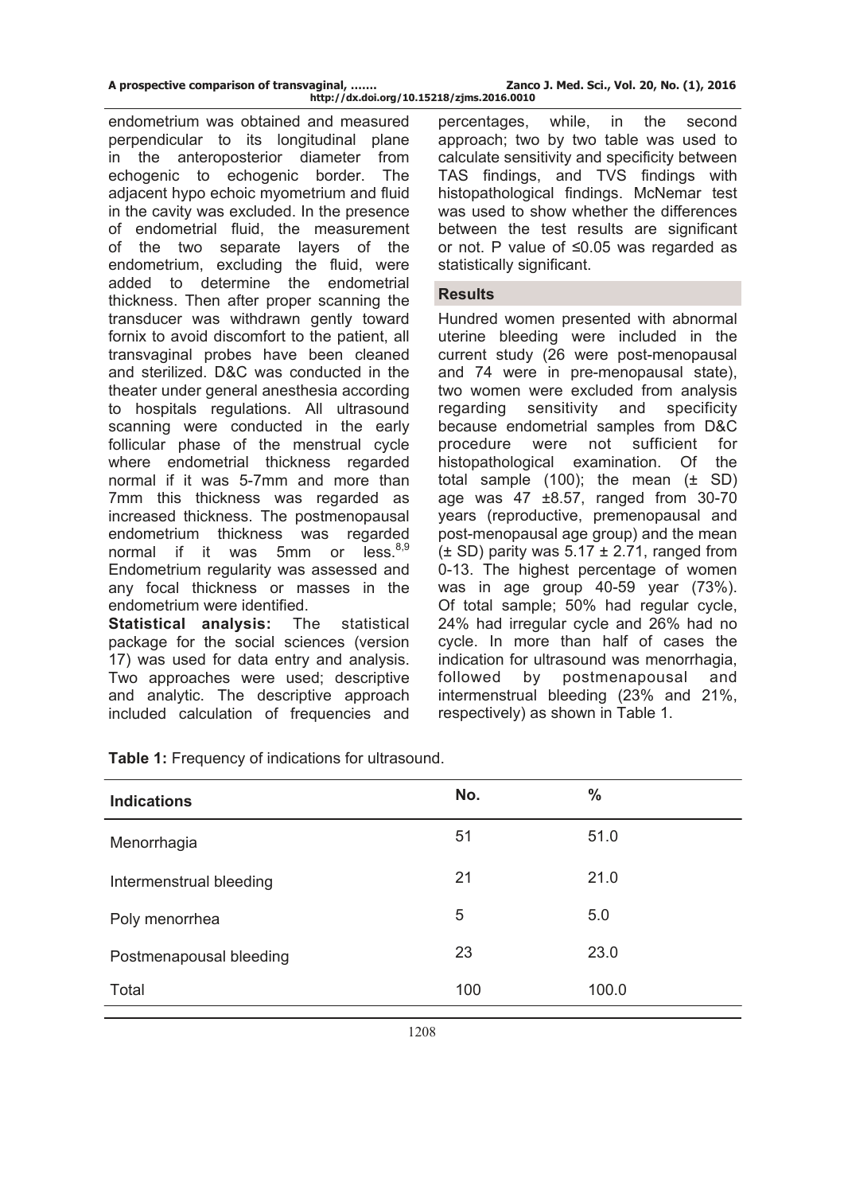endometrium was obtained and measured perpendicular to its longitudinal plane in the anteroposterior diameter from echogenic to echogenic border. The adjacent hypo echoic myometrium and fluid in the cavity was excluded. In the presence of endometrial fluid, the measurement of the two separate layers of the endometrium, excluding the fluid, were added to determine the endometrial thickness. Then after proper scanning the transducer was withdrawn gently toward fornix to avoid discomfort to the patient, all transvaginal probes have been cleaned and sterilized. D&C was conducted in the theater under general anesthesia according to hospitals regulations. All ultrasound scanning were conducted in the early follicular phase of the menstrual cycle where endometrial thickness regarded normal if it was 5-7mm and more than 7mm this thickness was regarded as increased thickness. The postmenopausal endometrium thickness was regarded normal if it was 5mm or less.[8,9] Endometrium regularity was assessed and any focal thickness or masses in the endometrium were identified.

**Statistical analysis:** The statistical package for the social sciences (version 17) was used for data entry and analysis. Two approaches were used; descriptive and analytic. The descriptive approach included calculation of frequencies and percentages, while, in the second approach; two by two table was used to calculate sensitivity and specificity between TAS findings, and TVS findings with histopathological findings. McNemar test was used to show whether the differences between the test results are significant or not. P value of ≤0.05 was regarded as statistically significant.

## Results

Hundred women presented with abnormal uterine bleeding were included in the current study (26 were post-menopausal and 74 were in pre-menopausal state), two women were excluded from analysis regarding sensitivity and specificity because endometrial samples from D&C procedure were not sufficient for histopathological examination. Of the total sample (100); the mean (± SD) age was 47 ±8.57, ranged from 30-70 years (reproductive, premenopausal and post-menopausal age group) and the mean (± SD) parity was 5.17 ± 2.71, ranged from 0-13. The highest percentage of women was in age group 40-59 year (73%). Of total sample; 50% had regular cycle, 24% had irregular cycle and 26% had no cycle. In more than half of cases the indication for ultrasound was menorrhagia, followed by postmenapousal and intermenstrual bleeding (23% and 21%, respectively) as shown in Table 1.

**Table 1:** Frequency of indications for ultrasound.

| Indications | No. | % |
|---|---|---|
| Menorrhagia | 51 | 51.0 |
| Intermenstrual bleeding | 21 | 21.0 |
| Poly menorrhea | 5 | 5.0 |
| Postmenapousal bleeding | 23 | 23.0 |
| Total | 100 | 100.0 |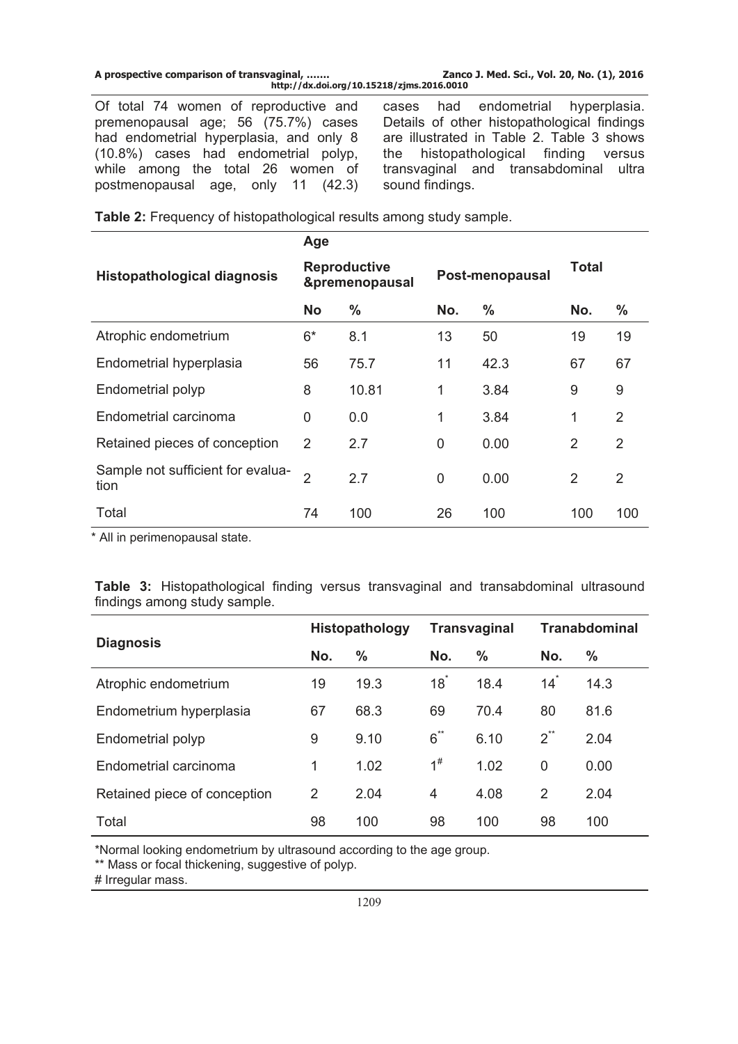Of total 74 women of reproductive and premenopausal age; 56 (75.7%) cases had endometrial hyperplasia, and only 8 (10.8%) cases had endometrial polyp, while among the total 26 women of postmenopausal age, only 11 (42.3) cases had endometrial hyperplasia. Details of other histopathological findings are illustrated in Table 2. Table 3 shows the histopathological finding versus transvaginal and transabdominal ultra sound findings.

**Table 2:** Frequency of histopathological results among study sample.

| Histopathological diagnosis | Age | | | | Total | |
|---|---|---|---|---|---|---|
| | Reproductive &premenopausal | | Post-menopausal | | | |
| | No | % | No. | % | No. | % |
| Atrophic endometrium | 6* | 8.1 | 13 | 50 | 19 | 19 |
| Endometrial hyperplasia | 56 | 75.7 | 11 | 42.3 | 67 | 67 |
| Endometrial polyp | 8 | 10.81 | 1 | 3.84 | 9 | 9 |
| Endometrial carcinoma | 0 | 0.0 | 1 | 3.84 | 1 | 2 |
| Retained pieces of conception | 2 | 2.7 | 0 | 0.00 | 2 | 2 |
| Sample not sufficient for evaluation | 2 | 2.7 | 0 | 0.00 | 2 | 2 |
| Total | 74 | 100 | 26 | 100 | 100 | 100 |

\* All in perimenopausal state.

**Table 3:** Histopathological finding versus transvaginal and transabdominal ultrasound findings among study sample.

| Diagnosis | Histopathology | | Transvaginal | | Tranabdominal | |
|---|---|---|---|---|---|---|
| | No. | % | No. | % | No. | % |
| Atrophic endometrium | 19 | 19.3 | 18* | 18.4 | 14* | 14.3 |
| Endometrium hyperplasia | 67 | 68.3 | 69 | 70.4 | 80 | 81.6 |
| Endometrial polyp | 9 | 9.10 | 6** | 6.10 | 2** | 2.04 |
| Endometrial carcinoma | 1 | 1.02 | 1# | 1.02 | 0 | 0.00 |
| Retained piece of conception | 2 | 2.04 | 4 | 4.08 | 2 | 2.04 |
| Total | 98 | 100 | 98 | 100 | 98 | 100 |

\*Normal looking endometrium by ultrasound according to the age group.

\*\* Mass or focal thickening, suggestive of polyp.

\# Irregular mass.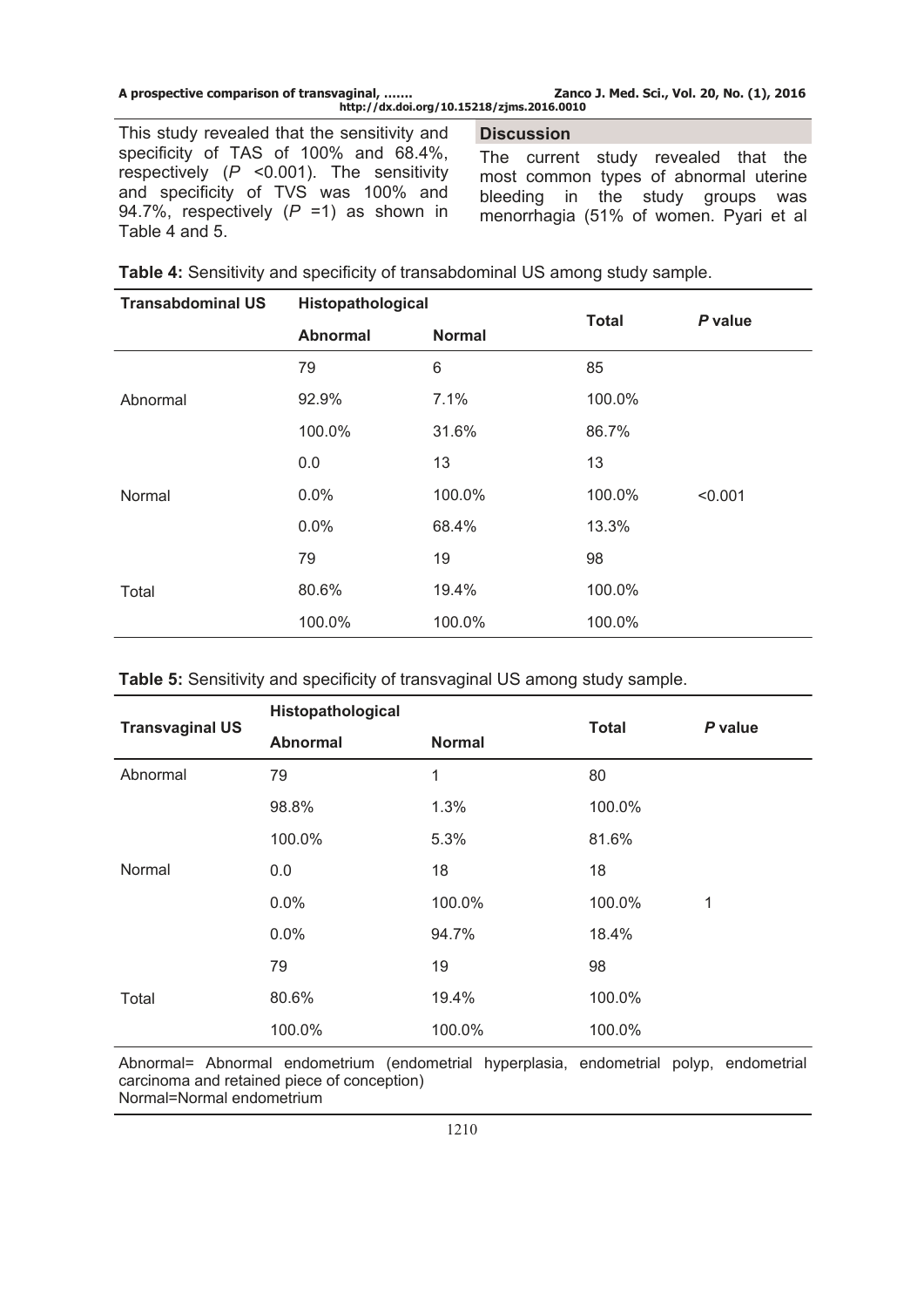This study revealed that the sensitivity and specificity of TAS of 100% and 68.4%, respectively ($P$ <0.001). The sensitivity and specificity of TVS was 100% and 94.7%, respectively ($P$ =1) as shown in Table 4 and 5.

**Table 4:** Sensitivity and specificity of transabdominal US among study sample.

| Transabdominal US | Histopathological | | Total | P value |
|---|---|---|---|---|
| | **Abnormal** | **Normal** | | |
| | 79 | 6 | 85 | |
| Abnormal | 92.9% | 7.1% | 100.0% | |
| | 100.0% | 31.6% | 86.7% | |
| | 0.0 | 13 | 13 | |
| Normal | 0.0% | 100.0% | 100.0% | <0.001 |
| | 0.0% | 68.4% | 13.3% | |
| | 79 | 19 | 98 | |
| Total | 80.6% | 19.4% | 100.0% | |
| | 100.0% | 100.0% | 100.0% | |

**Table 5:** Sensitivity and specificity of transvaginal US among study sample.

| Transvaginal US | Histopathological | | Total | P value |
|---|---|---|---|---|
| | **Abnormal** | **Normal** | | |
| Abnormal | 79 | 1 | 80 | |
| | 98.8% | 1.3% | 100.0% | |
| | 100.0% | 5.3% | 81.6% | |
| Normal | 0.0 | 18 | 18 | |
| | 0.0% | 100.0% | 100.0% | 1 |
| | 0.0% | 94.7% | 18.4% | |
| | 79 | 19 | 98 | |
| Total | 80.6% | 19.4% | 100.0% | |
| | 100.0% | 100.0% | 100.0% | |

Abnormal= Abnormal endometrium (endometrial hyperplasia, endometrial polyp, endometrial carcinoma and retained piece of conception)
Normal=Normal endometrium

## Discussion

The current study revealed that the most common types of abnormal uterine bleeding in the study groups was menorrhagia (51% of women. Pyari et al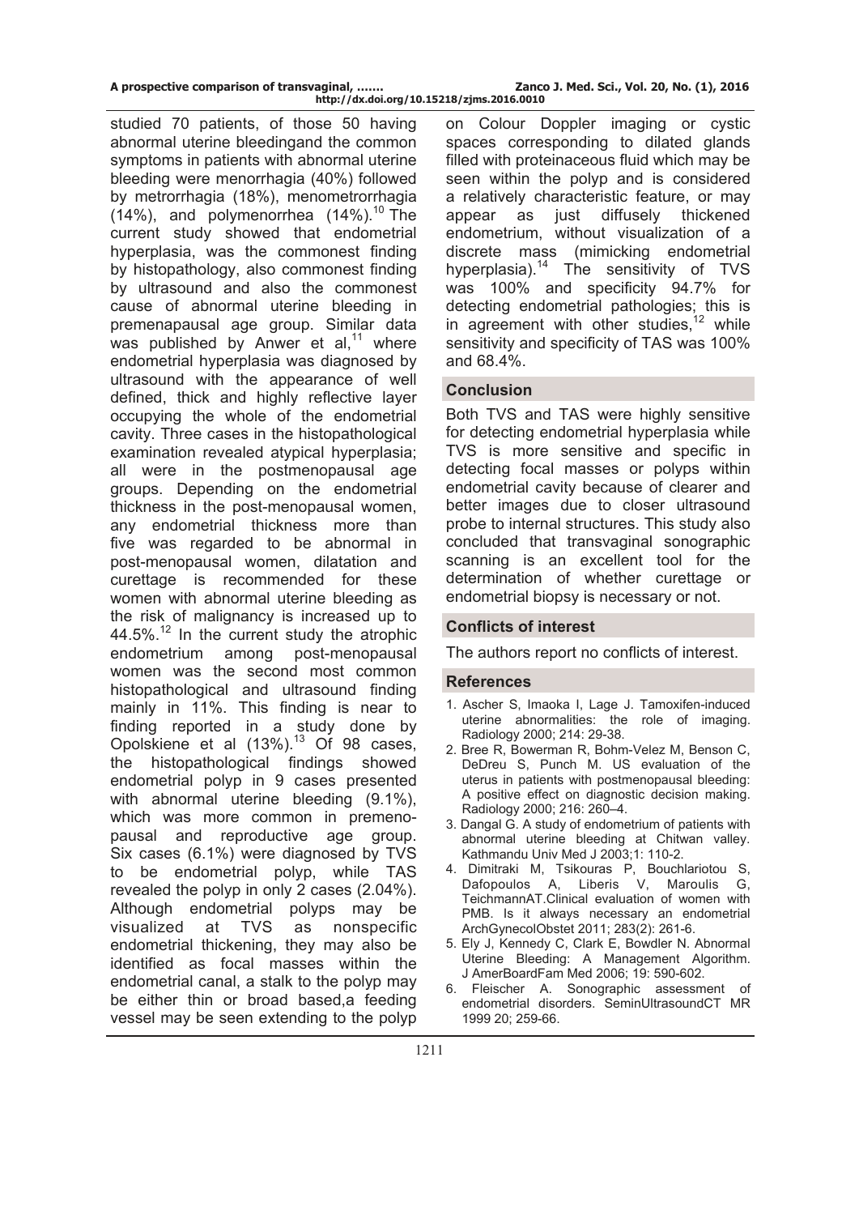studied 70 patients, of those 50 having abnormal uterine bleedingand the common symptoms in patients with abnormal uterine bleeding were menorrhagia (40%) followed by metrorrhagia (18%), menometrorrhagia (14%), and polymenorrhea (14%).[10] The current study showed that endometrial hyperplasia, was the commonest finding by histopathology, also commonest finding by ultrasound and also the commonest cause of abnormal uterine bleeding in premenapausal age group. Similar data was published by Anwer et al,[11] where endometrial hyperplasia was diagnosed by ultrasound with the appearance of well defined, thick and highly reflective layer occupying the whole of the endometrial cavity. Three cases in the histopathological examination revealed atypical hyperplasia; all were in the postmenopausal age groups. Depending on the endometrial thickness in the post-menopausal women, any endometrial thickness more than five was regarded to be abnormal in post-menopausal women, dilatation and curettage is recommended for these women with abnormal uterine bleeding as the risk of malignancy is increased up to 44.5%.[12] In the current study the atrophic endometrium among post-menopausal women was the second most common histopathological and ultrasound finding mainly in 11%. This finding is near to finding reported in a study done by Opolskiene et al (13%).[13] Of 98 cases, the histopathological findings showed endometrial polyp in 9 cases presented with abnormal uterine bleeding (9.1%), which was more common in premenopausal and reproductive age group. Six cases (6.1%) were diagnosed by TVS to be endometrial polyp, while TAS revealed the polyp in only 2 cases (2.04%). Although endometrial polyps may be visualized at TVS as nonspecific endometrial thickening, they may also be identified as focal masses within the endometrial canal, a stalk to the polyp may be either thin or broad based,a feeding vessel may be seen extending to the polyp on Colour Doppler imaging or cystic spaces corresponding to dilated glands filled with proteinaceous fluid which may be seen within the polyp and is considered a relatively characteristic feature, or may appear as just diffusely thickened endometrium, without visualization of a discrete mass (mimicking endometrial hyperplasia).[14] The sensitivity of TVS was 100% and specificity 94.7% for detecting endometrial pathologies; this is in agreement with other studies,[12] while sensitivity and specificity of TAS was 100% and 68.4%.

## Conclusion

Both TVS and TAS were highly sensitive for detecting endometrial hyperplasia while TVS is more sensitive and specific in detecting focal masses or polyps within endometrial cavity because of clearer and better images due to closer ultrasound probe to internal structures. This study also concluded that transvaginal sonographic scanning is an excellent tool for the determination of whether curettage or endometrial biopsy is necessary or not.

## Conflicts of interest

The authors report no conflicts of interest.

## References

1. Ascher S, Imaoka I, Lage J. Tamoxifen-induced uterine abnormalities: the role of imaging. Radiology 2000; 214: 29-38.
2. Bree R, Bowerman R, Bohm-Velez M, Benson C, DeDreu S, Punch M. US evaluation of the uterus in patients with postmenopausal bleeding: A positive effect on diagnostic decision making. Radiology 2000; 216: 260–4.
3. Dangal G. A study of endometrium of patients with abnormal uterine bleeding at Chitwan valley. Kathmandu Univ Med J 2003;1: 110-2.
4. Dimitraki M, Tsikouras P, Bouchlariotou S, Dafopoulos A, Liberis V, Maroulis G, TeichmannAT.Clinical evaluation of women with PMB. Is it always necessary an endometrial ArchGynecolObstet 2011; 283(2): 261-6.
5. Ely J, Kennedy C, Clark E, Bowdler N. Abnormal Uterine Bleeding: A Management Algorithm. J AmerBoardFam Med 2006; 19: 590-602.
6. Fleischer A. Sonographic assessment of endometrial disorders. SeminUltrasoundCT MR 1999 20; 259-66.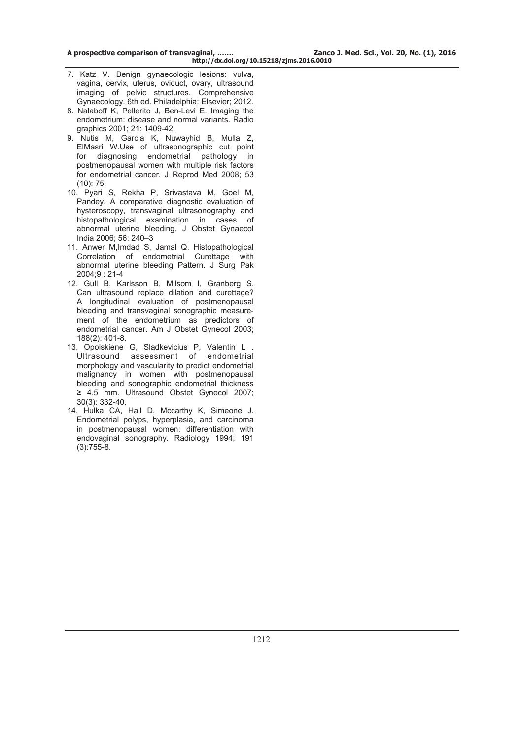7. Katz V. Benign gynaecologic lesions: vulva, vagina, cervix, uterus, oviduct, ovary, ultrasound imaging of pelvic structures. Comprehensive Gynaecology. 6th ed. Philadelphia: Elsevier; 2012.
8. Nalaboff K, Pellerito J, Ben-Levi E. Imaging the endometrium: disease and normal variants. Radio graphics 2001; 21: 1409-42.
9. Nutis M, Garcia K, Nuwayhid B, Mulla Z, ElMasri W.Use of ultrasonographic cut point for diagnosing endometrial pathology in postmenopausal women with multiple risk factors for endometrial cancer. J Reprod Med 2008; 53 (10): 75.
10. Pyari S, Rekha P, Srivastava M, Goel M, Pandey. A comparative diagnostic evaluation of hysteroscopy, transvaginal ultrasonography and histopathological examination in cases of abnormal uterine bleeding. J Obstet Gynaecol India 2006; 56: 240–3
11. Anwer M,Imdad S, Jamal Q. Histopathological Correlation of endometrial Curettage with abnormal uterine bleeding Pattern. J Surg Pak 2004;9 : 21-4
12. Gull B, Karlsson B, Milsom I, Granberg S. Can ultrasound replace dilation and curettage? A longitudinal evaluation of postmenopausal bleeding and transvaginal sonographic measurement of the endometrium as predictors of endometrial cancer. Am J Obstet Gynecol 2003; 188(2): 401-8.
13. Opolskiene G, Sladkevicius P, Valentin L . Ultrasound assessment of endometrial morphology and vascularity to predict endometrial malignancy in women with postmenopausal bleeding and sonographic endometrial thickness ≥ 4.5 mm. Ultrasound Obstet Gynecol 2007; 30(3): 332-40.
14. Hulka CA, Hall D, Mccarthy K, Simeone J. Endometrial polyps, hyperplasia, and carcinoma in postmenopausal women: differentiation with endovaginal sonography. Radiology 1994; 191 (3):755-8.